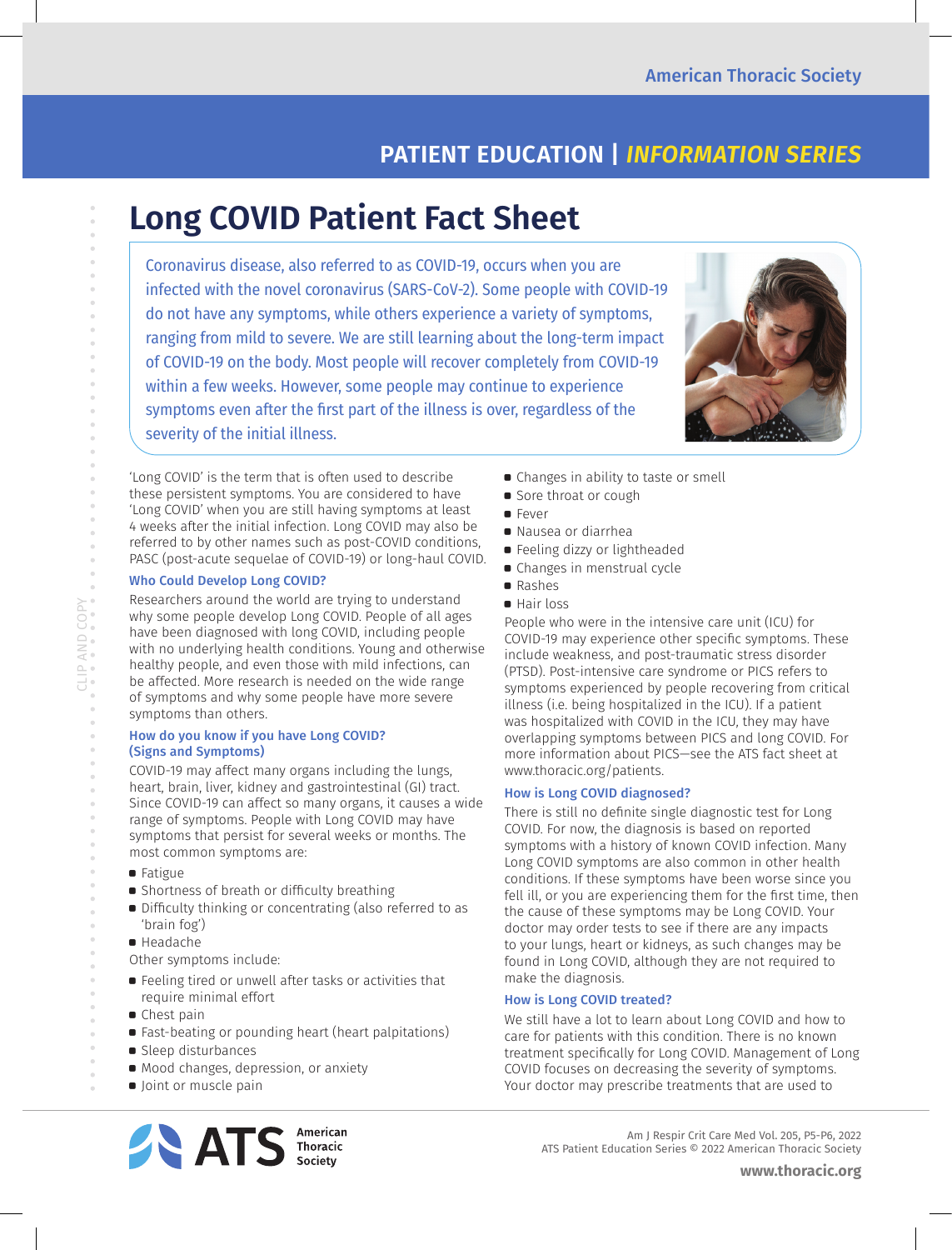American Thoracic Society

PATIENT EDUCATION | *INFORMATION SERIES*

# Long COVID Patient Fact Sheet

Coronavirus disease, also referred to as COVID-19, occurs when you are infected with the novel coronavirus (SARS-CoV-2). Some people with COVID-19 do not have any symptoms, while others experience a variety of symptoms, ranging from mild to severe. We are still learning about the long-term impact of COVID-19 on the body. Most people will recover completely from COVID-19 within a few weeks. However, some people may continue to experience symptoms even after the first part of the illness is over, regardless of the severity of the initial illness.

'Long COVID' is the term that is often used to describe these persistent symptoms. You are considered to have 'Long COVID' when you are still having symptoms at least 4 weeks after the initial infection. Long COVID may also be referred to by other names such as post-COVID conditions, PASC (post-acute sequelae of COVID-19) or long-haul COVID.

### Who Could Develop Long COVID?

Researchers around the world are trying to understand why some people develop Long COVID. People of all ages have been diagnosed with long COVID, including people with no underlying health conditions. Young and otherwise healthy people, and even those with mild infections, can be affected. More research is needed on the wide range of symptoms and why some people have more severe symptoms than others.

### How do you know if you have Long COVID? (Signs and Symptoms)

COVID-19 may affect many organs including the lungs, heart, brain, liver, kidney and gastrointestinal (GI) tract. Since COVID-19 can affect so many organs, it causes a wide range of symptoms. People with Long COVID may have symptoms that persist for several weeks or months. The most common symptoms are:

- Fatigue
- Shortness of breath or difficulty breathing
- Difficulty thinking or concentrating (also referred to as 'brain fog')
- Headache

Other symptoms include:

- Feeling tired or unwell after tasks or activities that require minimal effort
- Chest pain
- Fast-beating or pounding heart (heart palpitations)
- Sleep disturbances
- Mood changes, depression, or anxiety
- Joint or muscle pain
- Changes in ability to taste or smell
- Sore throat or cough
- Fever
- Nausea or diarrhea
- Feeling dizzy or lightheaded
- Changes in menstrual cycle
- Rashes
- Hair loss

People who were in the intensive care unit (ICU) for COVID-19 may experience other specific symptoms. These include weakness, and post-traumatic stress disorder (PTSD). Post-intensive care syndrome or PICS refers to symptoms experienced by people recovering from critical illness (i.e. being hospitalized in the ICU). If a patient was hospitalized with COVID in the ICU, they may have overlapping symptoms between PICS and long COVID. For more information about PICS—see the ATS fact sheet at www.thoracic.org/patients.

### How is Long COVID diagnosed?

There is still no definite single diagnostic test for Long COVID. For now, the diagnosis is based on reported symptoms with a history of known COVID infection. Many Long COVID symptoms are also common in other health conditions. If these symptoms have been worse since you fell ill, or you are experiencing them for the first time, then the cause of these symptoms may be Long COVID. Your doctor may order tests to see if there are any impacts to your lungs, heart or kidneys, as such changes may be found in Long COVID, although they are not required to make the diagnosis.

### How is Long COVID treated?

We still have a lot to learn about Long COVID and how to care for patients with this condition. There is no known treatment specifically for Long COVID. Management of Long COVID focuses on decreasing the severity of symptoms. Your doctor may prescribe treatments that are used to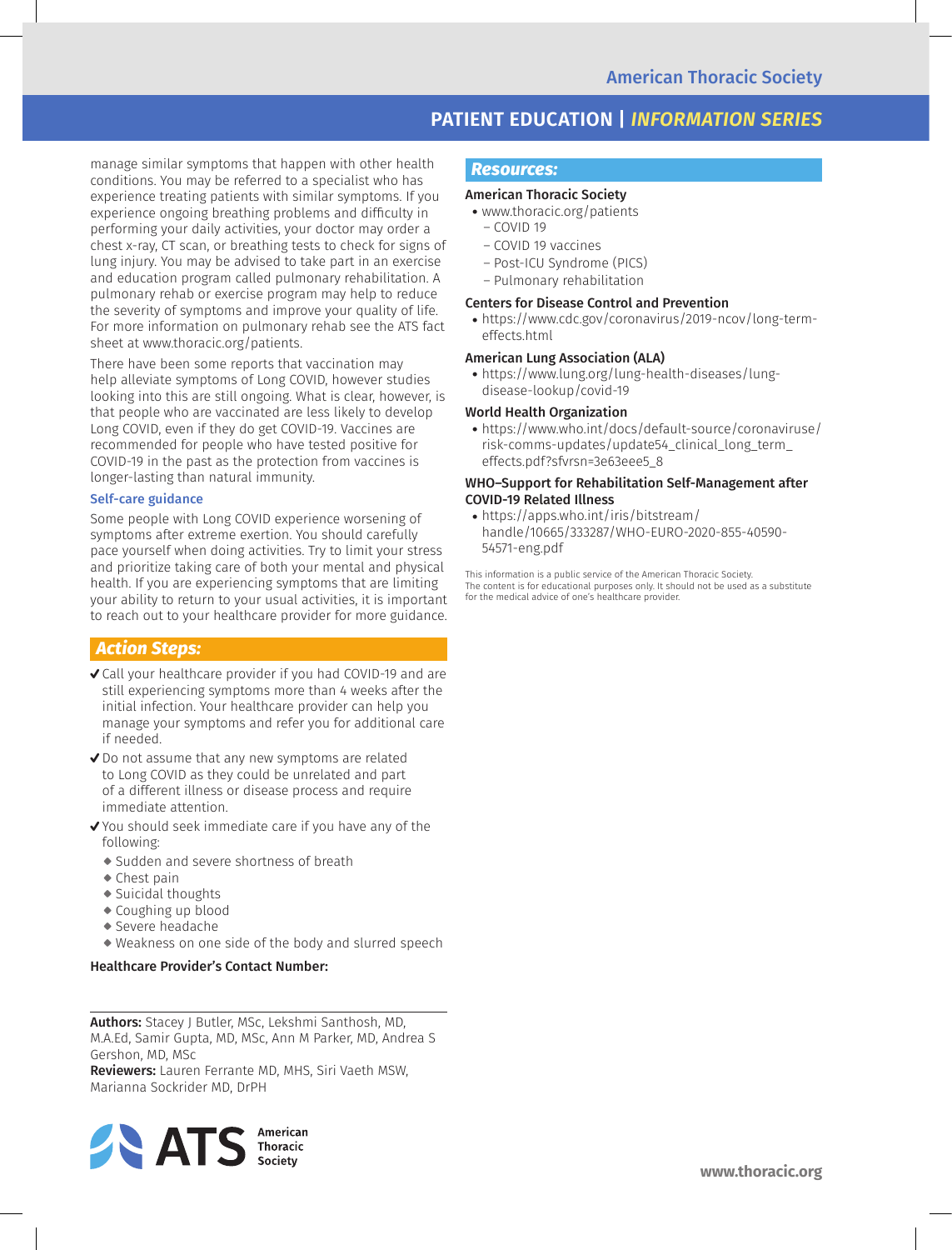manage similar symptoms that happen with other health conditions. You may be referred to a specialist who has experience treating patients with similar symptoms. If you experience ongoing breathing problems and difficulty in performing your daily activities, your doctor may order a chest x-ray, CT scan, or breathing tests to check for signs of lung injury. You may be advised to take part in an exercise and education program called pulmonary rehabilitation. A pulmonary rehab or exercise program may help to reduce the severity of symptoms and improve your quality of life. For more information on pulmonary rehab see the ATS fact sheet at www.thoracic.org/patients.

There have been some reports that vaccination may help alleviate symptoms of Long COVID, however studies looking into this are still ongoing. What is clear, however, is that people who are vaccinated are less likely to develop Long COVID, even if they do get COVID-19. Vaccines are recommended for people who have tested positive for COVID-19 in the past as the protection from vaccines is longer-lasting than natural immunity.

### Self-care guidance

Some people with Long COVID experience worsening of symptoms after extreme exertion. You should carefully pace yourself when doing activities. Try to limit your stress and prioritize taking care of both your mental and physical health. If you are experiencing symptoms that are limiting your ability to return to your usual activities, it is important to reach out to your healthcare provider for more guidance.

## *Action Steps:*

- ✔ Call your healthcare provider if you had COVID-19 and are still experiencing symptoms more than 4 weeks after the initial infection. Your healthcare provider can help you manage your symptoms and refer you for additional care if needed.
- ✔ Do not assume that any new symptoms are related to Long COVID as they could be unrelated and part of a different illness or disease process and require immediate attention.
- ✔ You should seek immediate care if you have any of the following:
  - Sudden and severe shortness of breath
  - Chest pain
  - Suicidal thoughts
  - Coughing up blood
  - Severe headache
  - Weakness on one side of the body and slurred speech

**Healthcare Provider's Contact Number:**

**Authors:** Stacey J Butler, MSc, Lekshmi Santhosh, MD, M.A.Ed, Samir Gupta, MD, MSc, Ann M Parker, MD, Andrea S Gershon, MD, MSc

**Reviewers:** Lauren Ferrante MD, MHS, Siri Vaeth MSW, Marianna Sockrider MD, DrPH

## *Resources:*

**American Thoracic Society**

- www.thoracic.org/patients
  - COVID 19
  - COVID 19 vaccines
  - Post-ICU Syndrome (PICS)
  - Pulmonary rehabilitation

**Centers for Disease Control and Prevention**

- https://www.cdc.gov/coronavirus/2019-ncov/long-term-effects.html

**American Lung Association (ALA)**

- https://www.lung.org/lung-health-diseases/lung-disease-lookup/covid-19

**World Health Organization**

- https://www.who.int/docs/default-source/coronaviruse/risk-comms-updates/update54_clinical_long_term_effects.pdf?sfvrsn=3e63eee5_8

**WHO–Support for Rehabilitation Self-Management after COVID-19 Related Illness**

- https://apps.who.int/iris/bitstream/handle/10665/333287/WHO-EURO-2020-855-40590-54571-eng.pdf

This information is a public service of the American Thoracic Society. The content is for educational purposes only. It should not be used as a substitute for the medical advice of one's healthcare provider.